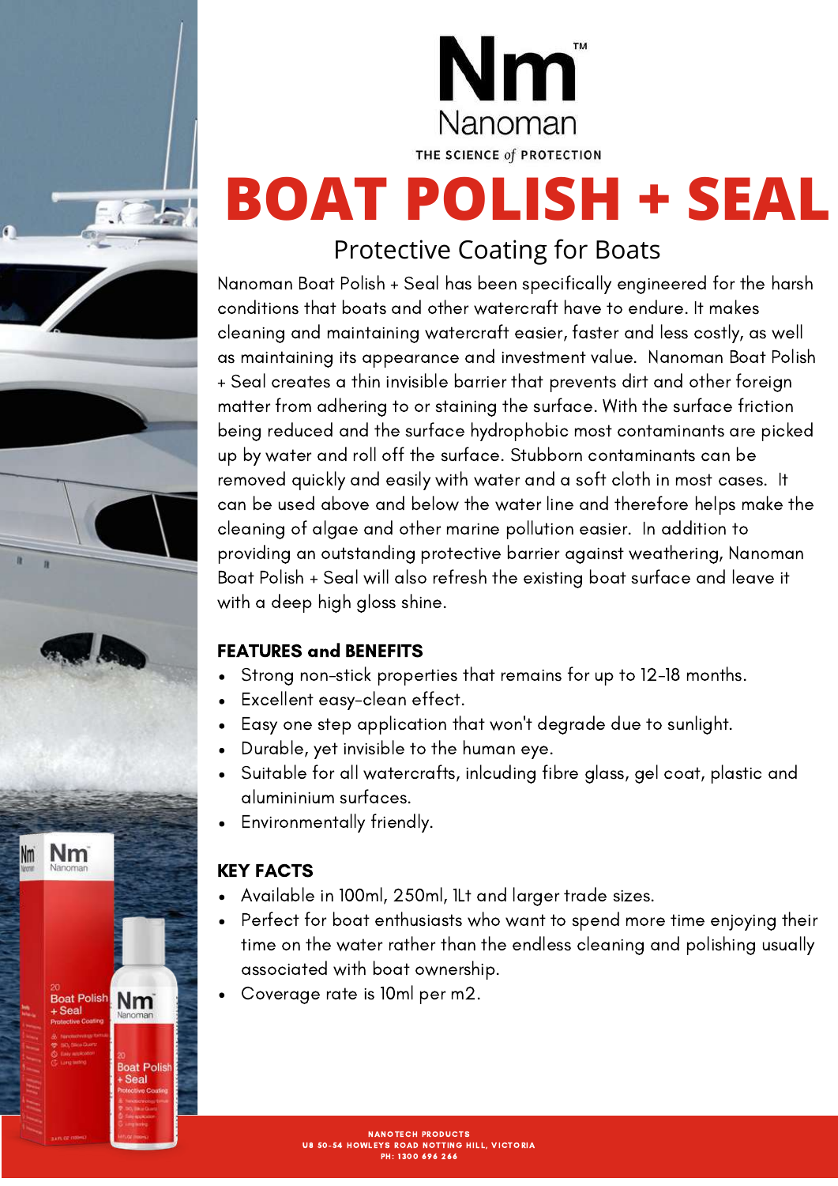Nm™
Nanoman
THE SCIENCE *of* PROTECTION

# BOAT POLISH + SEAL

## Protective Coating for Boats

Nanoman Boat Polish + Seal has been specifically engineered for the harsh conditions that boats and other watercraft have to endure. It makes cleaning and maintaining watercraft easier, faster and less costly, as well as maintaining its appearance and investment value. Nanoman Boat Polish + Seal creates a thin invisible barrier that prevents dirt and other foreign matter from adhering to or staining the surface. With the surface friction being reduced and the surface hydrophobic most contaminants are picked up by water and roll off the surface. Stubborn contaminants can be removed quickly and easily with water and a soft cloth in most cases. It can be used above and below the water line and therefore helps make the cleaning of algae and other marine pollution easier. In addition to providing an outstanding protective barrier against weathering, Nanoman Boat Polish + Seal will also refresh the existing boat surface and leave it with a deep high gloss shine.

### FEATURES and BENEFITS

- Strong non-stick properties that remains for up to 12-18 months.
- Excellent easy-clean effect.
- Easy one step application that won't degrade due to sunlight.
- Durable, yet invisible to the human eye.
- Suitable for all watercrafts, inlcuding fibre glass, gel coat, plastic and alumininium surfaces.
- Environmentally friendly.

### KEY FACTS

- Available in 100ml, 250ml, 1Lt and larger trade sizes.
- Perfect for boat enthusiasts who want to spend more time enjoying their time on the water rather than the endless cleaning and polishing usually associated with boat ownership.
- Coverage rate is 10ml per m2.

NANOTECH PRODUCTS
U8 50-54 HOWLEYS ROAD NOTTING HILL, VICTORIA
PH: 1300 696 266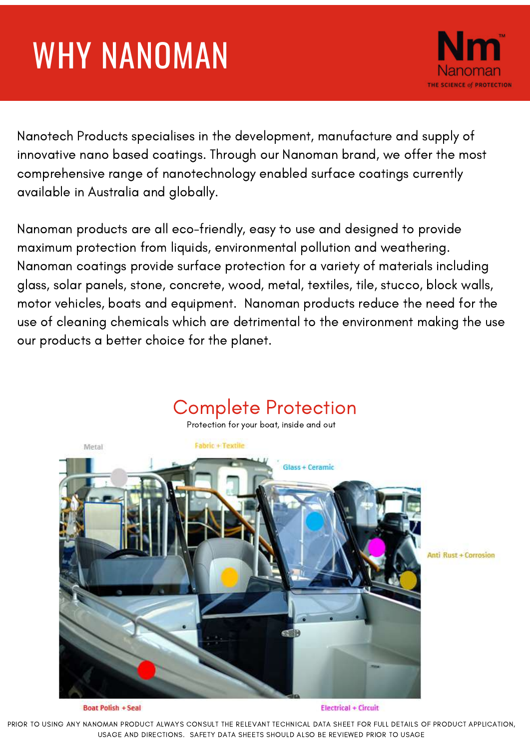# WHY NANOMAN

Nm
Nanoman
THE SCIENCE of PROTECTION

Nanotech Products specialises in the development, manufacture and supply of innovative nano based coatings. Through our Nanoman brand, we offer the most comprehensive range of nanotechnology enabled surface coatings currently available in Australia and globally.

Nanoman products are all eco-friendly, easy to use and designed to provide maximum protection from liquids, environmental pollution and weathering. Nanoman coatings provide surface protection for a variety of materials including glass, solar panels, stone, concrete, wood, metal, textiles, tile, stucco, block walls, motor vehicles, boats and equipment. Nanoman products reduce the need for the use of cleaning chemicals which are detrimental to the environment making the use our products a better choice for the planet.

## Complete Protection

Protection for your boat, inside and out

Metal

Fabric + Textile

Glass + Ceramic

Anti Rust + Corrosion

Boat Polish + Seal

Electrical + Circuit

PRIOR TO USING ANY NANOMAN PRODUCT ALWAYS CONSULT THE RELEVANT TECHNICAL DATA SHEET FOR FULL DETAILS OF PRODUCT APPLICATION, USAGE AND DIRECTIONS. SAFETY DATA SHEETS SHOULD ALSO BE REVIEWED PRIOR TO USAGE